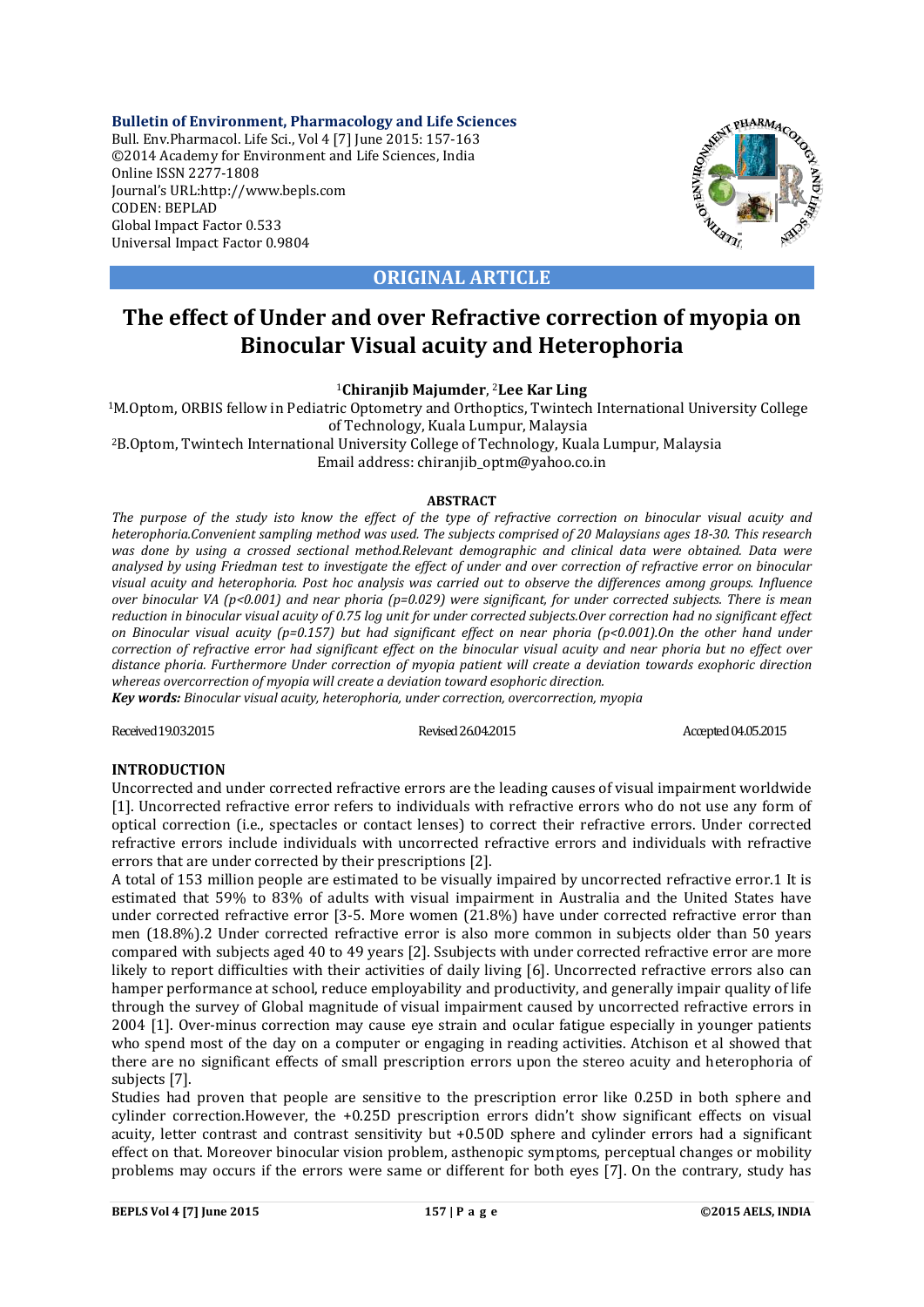**Bulletin of Environment, Pharmacology and Life Sciences**
Bull. Env.Pharmacol. Life Sci., Vol 4 [7] June 2015: 157-163
©2014 Academy for Environment and Life Sciences, India
Online ISSN 2277-1808
Journal's URL:http://www.bepls.com
CODEN: BEPLAD
Global Impact Factor 0.533
Universal Impact Factor 0.9804

**ORIGINAL ARTICLE**

# The effect of Under and over Refractive correction of myopia on Binocular Visual acuity and Heterophoria

[1]**Chiranjib Majumder**, [2]**Lee Kar Ling**

[1]M.Optom, ORBIS fellow in Pediatric Optometry and Orthoptics, Twintech International University College of Technology, Kuala Lumpur, Malaysia
[2]B.Optom, Twintech International University College of Technology, Kuala Lumpur, Malaysia
Email address: chiranjib_optm@yahoo.co.in

## ABSTRACT

*The purpose of the study isto know the effect of the type of refractive correction on binocular visual acuity and heterophoria.Convenient sampling method was used. The subjects comprised of 20 Malaysians ages 18-30. This research was done by using a crossed sectional method.Relevant demographic and clinical data were obtained. Data were analysed by using Friedman test to investigate the effect of under and over correction of refractive error on binocular visual acuity and heterophoria. Post hoc analysis was carried out to observe the differences among groups. Influence over binocular VA (p<0.001) and near phoria (p=0.029) were significant, for under corrected subjects. There is mean reduction in binocular visual acuity of 0.75 log unit for under corrected subjects.Over correction had no significant effect on Binocular visual acuity (p=0.157) but had significant effect on near phoria (p<0.001).On the other hand under correction of refractive error had significant effect on the binocular visual acuity and near phoria but no effect over distance phoria. Furthermore Under correction of myopia patient will create a deviation towards exophoric direction whereas overcorrection of myopia will create a deviation toward esophoric direction.*

***Key words:*** *Binocular visual acuity, heterophoria, under correction, overcorrection, myopia*

Received 19.03.2015 Revised 26.04.2015 Accepted 04.05.2015

## INTRODUCTION

Uncorrected and under corrected refractive errors are the leading causes of visual impairment worldwide [1]. Uncorrected refractive error refers to individuals with refractive errors who do not use any form of optical correction (i.e., spectacles or contact lenses) to correct their refractive errors. Under corrected refractive errors include individuals with uncorrected refractive errors and individuals with refractive errors that are under corrected by their prescriptions [2].

A total of 153 million people are estimated to be visually impaired by uncorrected refractive error.1 It is estimated that 59% to 83% of adults with visual impairment in Australia and the United States have under corrected refractive error [3-5. More women (21.8%) have under corrected refractive error than men (18.8%).2 Under corrected refractive error is also more common in subjects older than 50 years compared with subjects aged 40 to 49 years [2]. Ssubjects with under corrected refractive error are more likely to report difficulties with their activities of daily living [6]. Uncorrected refractive errors also can hamper performance at school, reduce employability and productivity, and generally impair quality of life through the survey of Global magnitude of visual impairment caused by uncorrected refractive errors in 2004 [1]. Over-minus correction may cause eye strain and ocular fatigue especially in younger patients who spend most of the day on a computer or engaging in reading activities. Atchison et al showed that there are no significant effects of small prescription errors upon the stereo acuity and heterophoria of subjects [7].

Studies had proven that people are sensitive to the prescription error like 0.25D in both sphere and cylinder correction.However, the +0.25D prescription errors didn't show significant effects on visual acuity, letter contrast and contrast sensitivity but +0.50D sphere and cylinder errors had a significant effect on that. Moreover binocular vision problem, asthenopic symptoms, perceptual changes or mobility problems may occurs if the errors were same or different for both eyes [7]. On the contrary, study has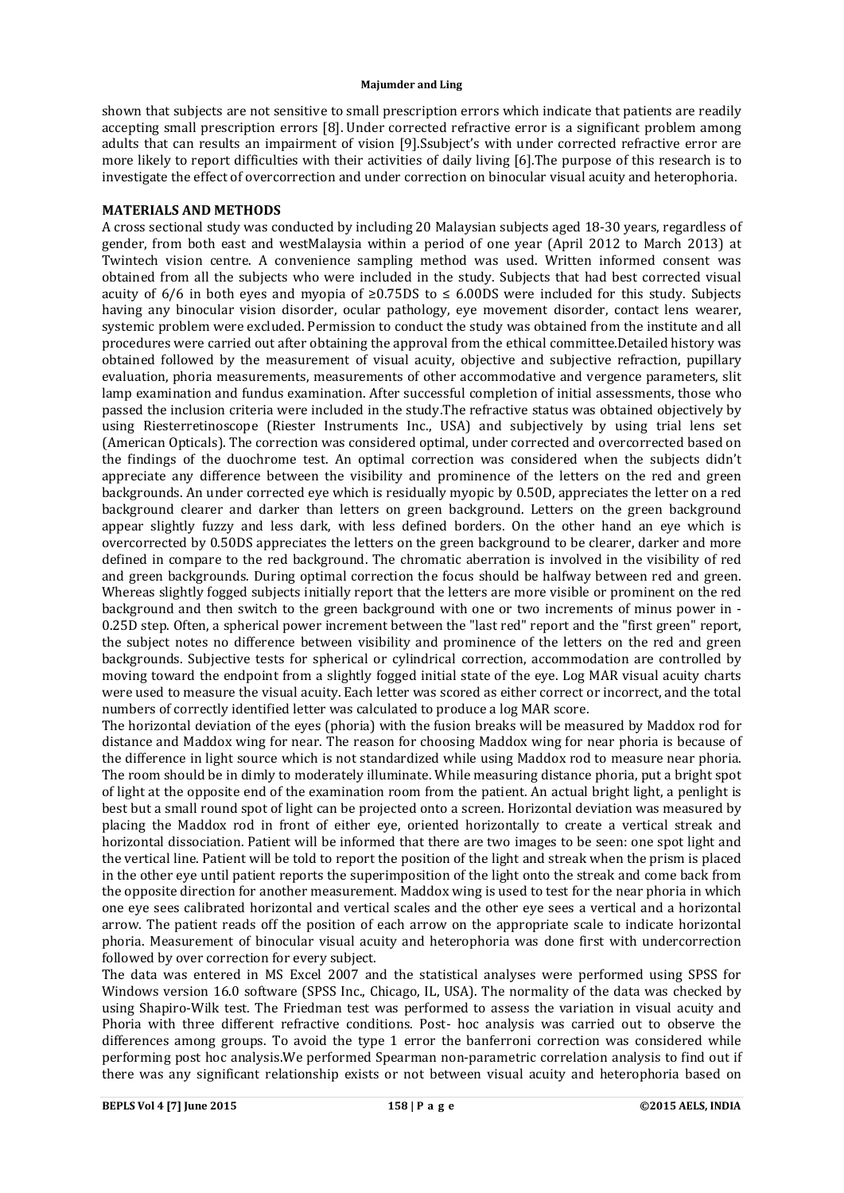shown that subjects are not sensitive to small prescription errors which indicate that patients are readily accepting small prescription errors [8]. Under corrected refractive error is a significant problem among adults that can results an impairment of vision [9].Ssubject's with under corrected refractive error are more likely to report difficulties with their activities of daily living [6].The purpose of this research is to investigate the effect of overcorrection and under correction on binocular visual acuity and heterophoria.

## MATERIALS AND METHODS

A cross sectional study was conducted by including 20 Malaysian subjects aged 18-30 years, regardless of gender, from both east and westMalaysia within a period of one year (April 2012 to March 2013) at Twintech vision centre. A convenience sampling method was used. Written informed consent was obtained from all the subjects who were included in the study. Subjects that had best corrected visual acuity of 6/6 in both eyes and myopia of ≥0.75DS to ≤ 6.00DS were included for this study. Subjects having any binocular vision disorder, ocular pathology, eye movement disorder, contact lens wearer, systemic problem were excluded. Permission to conduct the study was obtained from the institute and all procedures were carried out after obtaining the approval from the ethical committee.Detailed history was obtained followed by the measurement of visual acuity, objective and subjective refraction, pupillary evaluation, phoria measurements, measurements of other accommodative and vergence parameters, slit lamp examination and fundus examination. After successful completion of initial assessments, those who passed the inclusion criteria were included in the study.The refractive status was obtained objectively by using Riesterretinoscope (Riester Instruments Inc., USA) and subjectively by using trial lens set (American Opticals). The correction was considered optimal, under corrected and overcorrected based on the findings of the duochrome test. An optimal correction was considered when the subjects didn't appreciate any difference between the visibility and prominence of the letters on the red and green backgrounds. An under corrected eye which is residually myopic by 0.50D, appreciates the letter on a red background clearer and darker than letters on green background. Letters on the green background appear slightly fuzzy and less dark, with less defined borders. On the other hand an eye which is overcorrected by 0.50DS appreciates the letters on the green background to be clearer, darker and more defined in compare to the red background. The chromatic aberration is involved in the visibility of red and green backgrounds. During optimal correction the focus should be halfway between red and green. Whereas slightly fogged subjects initially report that the letters are more visible or prominent on the red background and then switch to the green background with one or two increments of minus power in -0.25D step. Often, a spherical power increment between the "last red" report and the "first green" report, the subject notes no difference between visibility and prominence of the letters on the red and green backgrounds. Subjective tests for spherical or cylindrical correction, accommodation are controlled by moving toward the endpoint from a slightly fogged initial state of the eye. Log MAR visual acuity charts were used to measure the visual acuity. Each letter was scored as either correct or incorrect, and the total numbers of correctly identified letter was calculated to produce a log MAR score.

The horizontal deviation of the eyes (phoria) with the fusion breaks will be measured by Maddox rod for distance and Maddox wing for near. The reason for choosing Maddox wing for near phoria is because of the difference in light source which is not standardized while using Maddox rod to measure near phoria. The room should be in dimly to moderately illuminate. While measuring distance phoria, put a bright spot of light at the opposite end of the examination room from the patient. An actual bright light, a penlight is best but a small round spot of light can be projected onto a screen. Horizontal deviation was measured by placing the Maddox rod in front of either eye, oriented horizontally to create a vertical streak and horizontal dissociation. Patient will be informed that there are two images to be seen: one spot light and the vertical line. Patient will be told to report the position of the light and streak when the prism is placed in the other eye until patient reports the superimposition of the light onto the streak and come back from the opposite direction for another measurement. Maddox wing is used to test for the near phoria in which one eye sees calibrated horizontal and vertical scales and the other eye sees a vertical and a horizontal arrow. The patient reads off the position of each arrow on the appropriate scale to indicate horizontal phoria. Measurement of binocular visual acuity and heterophoria was done first with undercorrection followed by over correction for every subject.

The data was entered in MS Excel 2007 and the statistical analyses were performed using SPSS for Windows version 16.0 software (SPSS Inc., Chicago, IL, USA). The normality of the data was checked by using Shapiro-Wilk test. The Friedman test was performed to assess the variation in visual acuity and Phoria with three different refractive conditions. Post- hoc analysis was carried out to observe the differences among groups. To avoid the type 1 error the banferroni correction was considered while performing post hoc analysis.We performed Spearman non-parametric correlation analysis to find out if there was any significant relationship exists or not between visual acuity and heterophoria based on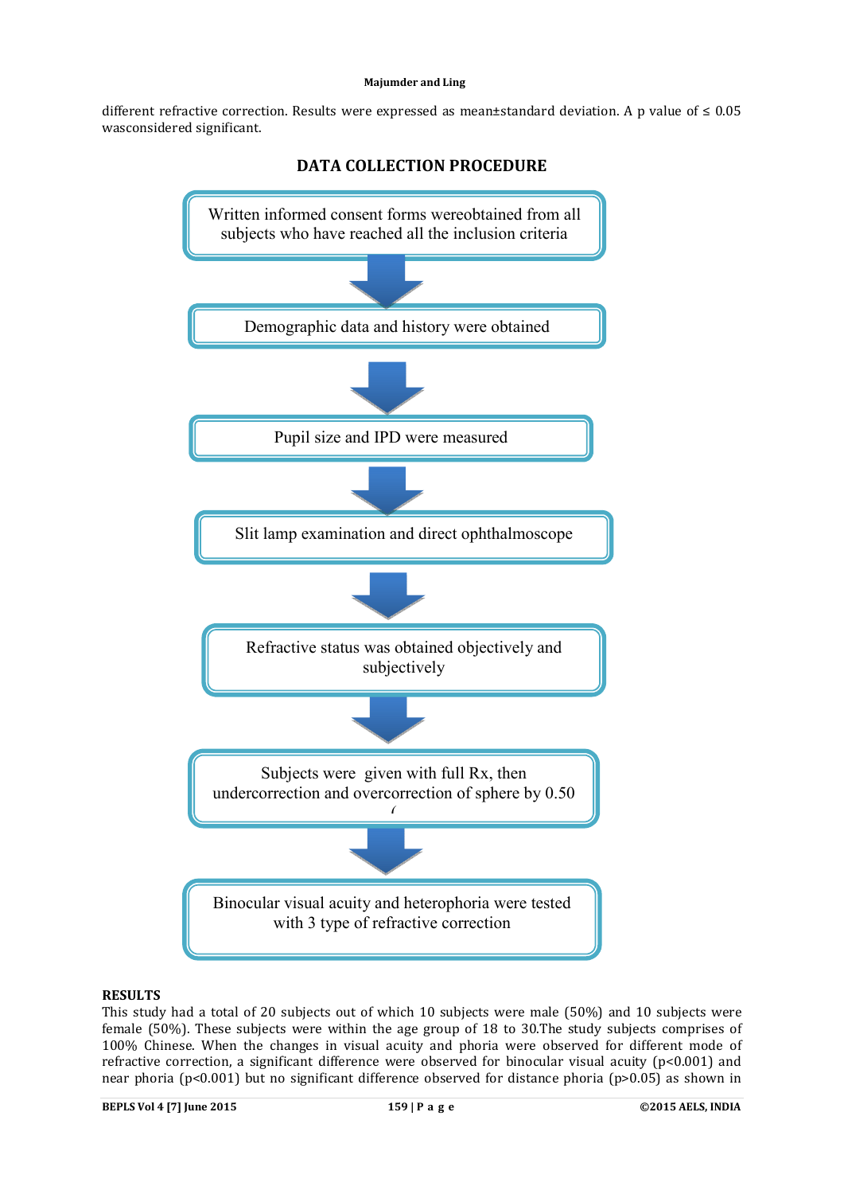different refractive correction. Results were expressed as mean±standard deviation. A p value of ≤ 0.05 wasconsidered significant.

## DATA COLLECTION PROCEDURE

Written informed consent forms wereobtained from all subjects who have reached all the inclusion criteria

↓

Demographic data and history were obtained

↓

Pupil size and IPD were measured

↓

Slit lamp examination and direct ophthalmoscope

↓

Refractive status was obtained objectively and subjectively

↓

Subjects were given with full Rx, then undercorrection and overcorrection of sphere by 0.50

↓

Binocular visual acuity and heterophoria were tested with 3 type of refractive correction

## RESULTS

This study had a total of 20 subjects out of which 10 subjects were male (50%) and 10 subjects were female (50%). These subjects were within the age group of 18 to 30.The study subjects comprises of 100% Chinese. When the changes in visual acuity and phoria were observed for different mode of refractive correction, a significant difference were observed for binocular visual acuity ($p<0.001$) and near phoria ($p<0.001$) but no significant difference observed for distance phoria ($p>0.05$) as shown in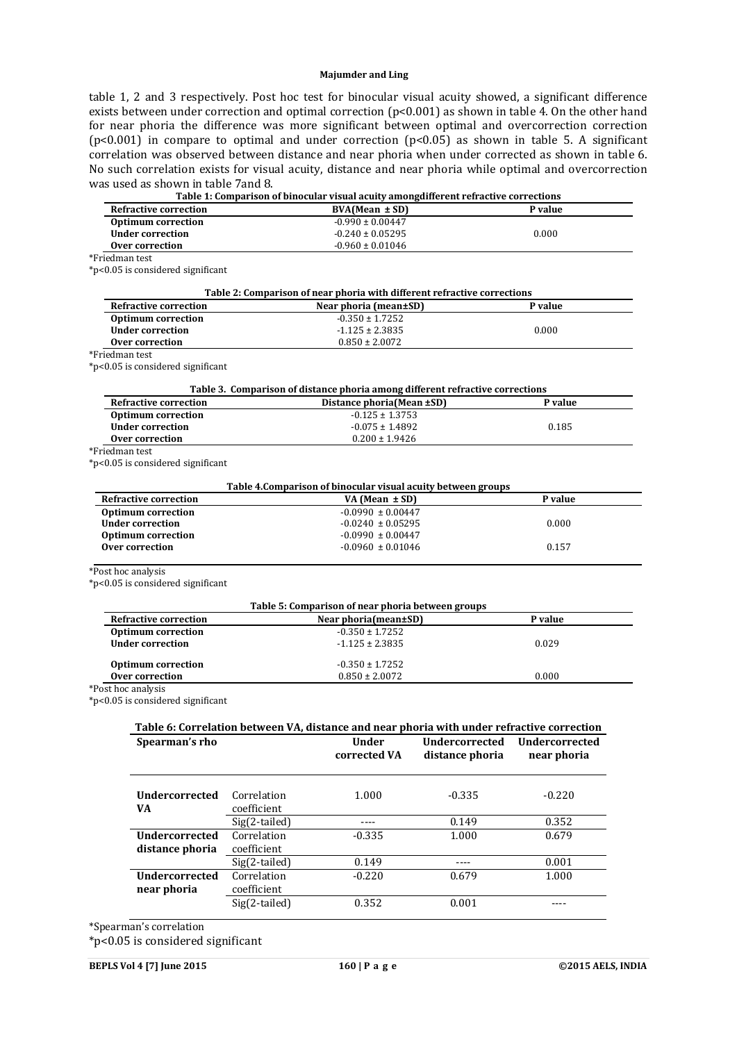table 1, 2 and 3 respectively. Post hoc test for binocular visual acuity showed, a significant difference exists between under correction and optimal correction ($p<0.001$) as shown in table 4. On the other hand for near phoria the difference was more significant between optimal and overcorrection correction ($p<0.001$) in compare to optimal and under correction ($p<0.05$) as shown in table 5. A significant correlation was observed between distance and near phoria when under corrected as shown in table 6. No such correlation exists for visual acuity, distance and near phoria while optimal and overcorrection was used as shown in table 7and 8.

**Table 1: Comparison of binocular visual acuity amongdifferent refractive corrections**

| Refractive correction | BVA(Mean ± SD) | P value |
|---|---|---|
| Optimum correction | -0.990 ± 0.00447 | |
| Under correction | -0.240 ± 0.05295 | 0.000 |
| Over correction | -0.960 ± 0.01046 | |

*Friedman test

*p<0.05 is considered significant

**Table 2: Comparison of near phoria with different refractive corrections**

| Refractive correction | Near phoria (mean±SD) | P value |
|---|---|---|
| Optimum correction | -0.350 ± 1.7252 | |
| Under correction | -1.125 ± 2.3835 | 0.000 |
| Over correction | 0.850 ± 2.0072 | |

*Friedman test

*p<0.05 is considered significant

**Table 3. Comparison of distance phoria among different refractive corrections**

| Refractive correction | Distance phoria(Mean ±SD) | P value |
|---|---|---|
| Optimum correction | -0.125 ± 1.3753 | |
| Under correction | -0.075 ± 1.4892 | 0.185 |
| Over correction | 0.200 ± 1.9426 | |

*Friedman test

*p<0.05 is considered significant

**Table 4.Comparison of binocular visual acuity between groups**

| Refractive correction | VA (Mean ± SD) | P value |
|---|---|---|
| Optimum correction | -0.0990 ± 0.00447 | |
| Under correction | -0.0240 ± 0.05295 | 0.000 |
| Optimum correction | -0.0990 ± 0.00447 | |
| Over correction | -0.0960 ± 0.01046 | 0.157 |

*Post hoc analysis

*p<0.05 is considered significant

**Table 5: Comparison of near phoria between groups**

| Refractive correction | Near phoria(mean±SD) | P value |
|---|---|---|
| Optimum correction | -0.350 ± 1.7252 | |
| Under correction | -1.125 ± 2.3835 | 0.029 |
| Optimum correction | -0.350 ± 1.7252 | |
| Over correction | 0.850 ± 2.0072 | 0.000 |

*Post hoc analysis

*p<0.05 is considered significant

**Table 6: Correlation between VA, distance and near phoria with under refractive correction**

| Spearman's rho | | Under corrected VA | Undercorrected distance phoria | Undercorrected near phoria |
|---|---|---|---|---|
| **Undercorrected VA** | Correlation coefficient | 1.000 | -0.335 | -0.220 |
| | Sig(2-tailed) | ---- | 0.149 | 0.352 |
| **Undercorrected distance phoria** | Correlation coefficient | -0.335 | 1.000 | 0.679 |
| | Sig(2-tailed) | 0.149 | ---- | 0.001 |
| **Undercorrected near phoria** | Correlation coefficient | -0.220 | 0.679 | 1.000 |
| | Sig(2-tailed) | 0.352 | 0.001 | ---- |

*Spearman's correlation

*p<0.05 is considered significant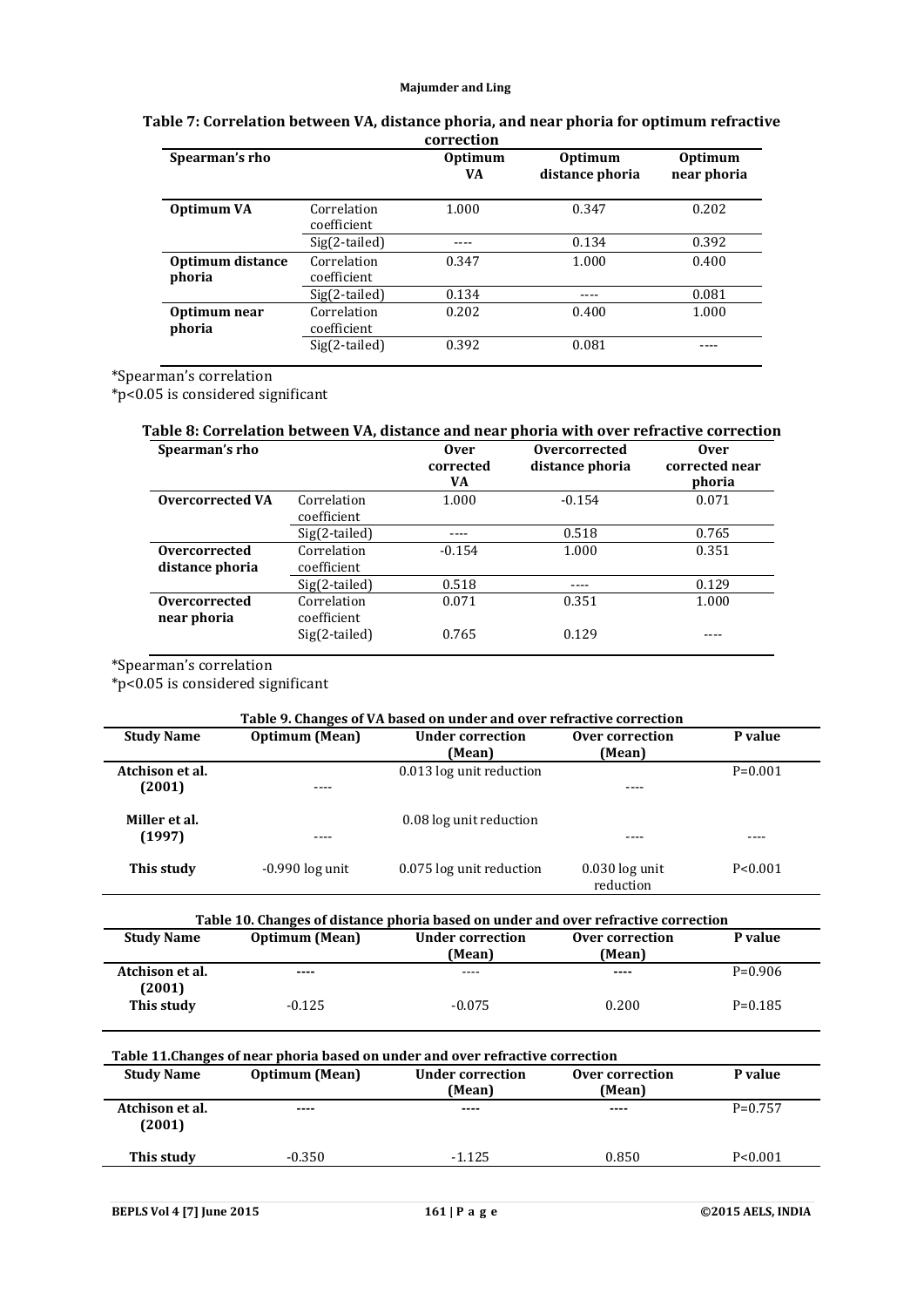**Table 7: Correlation between VA, distance phoria, and near phoria for optimum refractive correction**

| Spearman's rho | | Optimum VA | Optimum distance phoria | Optimum near phoria |
|---|---|---|---|---|
| **Optimum VA** | Correlation coefficient | 1.000 | 0.347 | 0.202 |
| | Sig(2-tailed) | ---- | 0.134 | 0.392 |
| **Optimum distance phoria** | Correlation coefficient | 0.347 | 1.000 | 0.400 |
| | Sig(2-tailed) | 0.134 | ---- | 0.081 |
| **Optimum near phoria** | Correlation coefficient | 0.202 | 0.400 | 1.000 |
| | Sig(2-tailed) | 0.392 | 0.081 | ---- |

*Spearman's correlation
*p<0.05 is considered significant

**Table 8: Correlation between VA, distance and near phoria with over refractive correction**

| Spearman's rho | | Over corrected VA | Overcorrected distance phoria | Over corrected near phoria |
|---|---|---|---|---|
| **Overcorrected VA** | Correlation coefficient | 1.000 | -0.154 | 0.071 |
| | Sig(2-tailed) | ---- | 0.518 | 0.765 |
| **Overcorrected distance phoria** | Correlation coefficient | -0.154 | 1.000 | 0.351 |
| | Sig(2-tailed) | 0.518 | ---- | 0.129 |
| **Overcorrected near phoria** | Correlation coefficient | 0.071 | 0.351 | 1.000 |
| | Sig(2-tailed) | 0.765 | 0.129 | ---- |

*Spearman's correlation
*p<0.05 is considered significant

**Table 9. Changes of VA based on under and over refractive correction**

| Study Name | Optimum (Mean) | Under correction (Mean) | Over correction (Mean) | P value |
|---|---|---|---|---|
| **Atchison et al. (2001)** | ---- | 0.013 log unit reduction | ---- | P=0.001 |
| **Miller et al. (1997)** | ---- | 0.08 log unit reduction | ---- | ---- |
| **This study** | -0.990 log unit | 0.075 log unit reduction | 0.030 log unit reduction | P<0.001 |

**Table 10. Changes of distance phoria based on under and over refractive correction**

| Study Name | Optimum (Mean) | Under correction (Mean) | Over correction (Mean) | P value |
|---|---|---|---|---|
| **Atchison et al. (2001)** | ---- | ---- | ---- | P=0.906 |
| **This study** | -0.125 | -0.075 | 0.200 | P=0.185 |

**Table 11. Changes of near phoria based on under and over refractive correction**

| Study Name | Optimum (Mean) | Under correction (Mean) | Over correction (Mean) | P value |
|---|---|---|---|---|
| **Atchison et al. (2001)** | ---- | ---- | ---- | P=0.757 |
| **This study** | -0.350 | -1.125 | 0.850 | P<0.001 |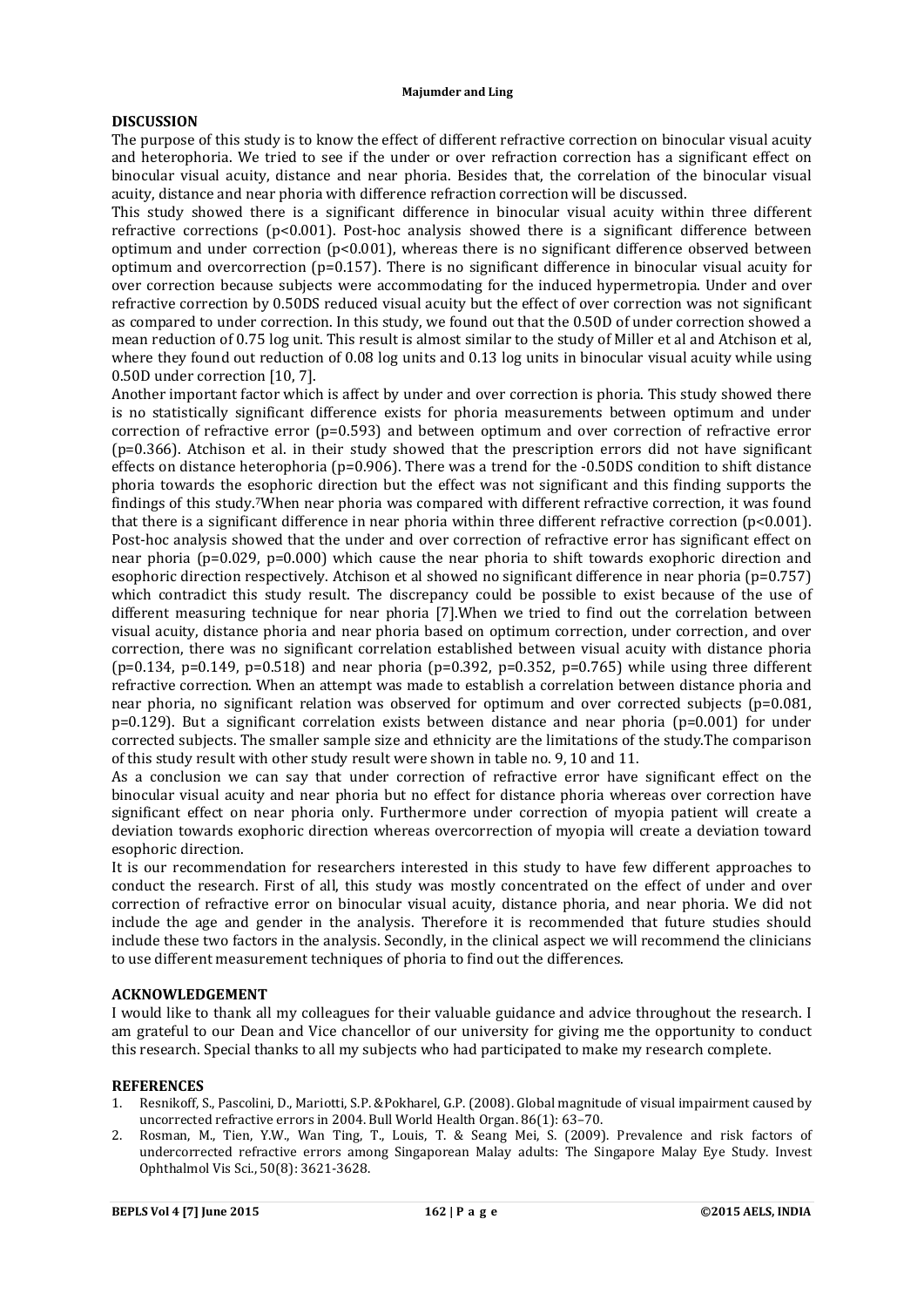## DISCUSSION

The purpose of this study is to know the effect of different refractive correction on binocular visual acuity and heterophoria. We tried to see if the under or over refraction correction has a significant effect on binocular visual acuity, distance and near phoria. Besides that, the correlation of the binocular visual acuity, distance and near phoria with difference refraction correction will be discussed.

This study showed there is a significant difference in binocular visual acuity within three different refractive corrections ($p<0.001$). Post-hoc analysis showed there is a significant difference between optimum and under correction ($p<0.001$), whereas there is no significant difference observed between optimum and overcorrection ($p=0.157$). There is no significant difference in binocular visual acuity for over correction because subjects were accommodating for the induced hypermetropia. Under and over refractive correction by 0.50DS reduced visual acuity but the effect of over correction was not significant as compared to under correction. In this study, we found out that the 0.50D of under correction showed a mean reduction of 0.75 log unit. This result is almost similar to the study of Miller et al and Atchison et al, where they found out reduction of 0.08 log units and 0.13 log units in binocular visual acuity while using 0.50D under correction [10, 7].

Another important factor which is affect by under and over correction is phoria. This study showed there is no statistically significant difference exists for phoria measurements between optimum and under correction of refractive error ($p=0.593$) and between optimum and over correction of refractive error ($p=0.366$). Atchison et al. in their study showed that the prescription errors did not have significant effects on distance heterophoria ($p=0.906$). There was a trend for the -0.50DS condition to shift distance phoria towards the esophoric direction but the effect was not significant and this finding supports the findings of this study.[7]When near phoria was compared with different refractive correction, it was found that there is a significant difference in near phoria within three different refractive correction ($p<0.001$). Post-hoc analysis showed that the under and over correction of refractive error has significant effect on near phoria ($p=0.029$, $p=0.000$) which cause the near phoria to shift towards exophoric direction and esophoric direction respectively. Atchison et al showed no significant difference in near phoria ($p=0.757$) which contradict this study result. The discrepancy could be possible to exist because of the use of different measuring technique for near phoria [7].When we tried to find out the correlation between visual acuity, distance phoria and near phoria based on optimum correction, under correction, and over correction, there was no significant correlation established between visual acuity with distance phoria ($p=0.134$, $p=0.149$, $p=0.518$) and near phoria ($p=0.392$, $p=0.352$, $p=0.765$) while using three different refractive correction. When an attempt was made to establish a correlation between distance phoria and near phoria, no significant relation was observed for optimum and over corrected subjects ($p=0.081$, $p=0.129$). But a significant correlation exists between distance and near phoria ($p=0.001$) for under corrected subjects. The smaller sample size and ethnicity are the limitations of the study.The comparison of this study result with other study result were shown in table no. 9, 10 and 11.

As a conclusion we can say that under correction of refractive error have significant effect on the binocular visual acuity and near phoria but no effect for distance phoria whereas over correction have significant effect on near phoria only. Furthermore under correction of myopia patient will create a deviation towards exophoric direction whereas overcorrection of myopia will create a deviation toward esophoric direction.

It is our recommendation for researchers interested in this study to have few different approaches to conduct the research. First of all, this study was mostly concentrated on the effect of under and over correction of refractive error on binocular visual acuity, distance phoria, and near phoria. We did not include the age and gender in the analysis. Therefore it is recommended that future studies should include these two factors in the analysis. Secondly, in the clinical aspect we will recommend the clinicians to use different measurement techniques of phoria to find out the differences.

## ACKNOWLEDGEMENT

I would like to thank all my colleagues for their valuable guidance and advice throughout the research. I am grateful to our Dean and Vice chancellor of our university for giving me the opportunity to conduct this research. Special thanks to all my subjects who had participated to make my research complete.

## REFERENCES

1. Resnikoff, S., Pascolini, D., Mariotti, S.P. &Pokharel, G.P. (2008). Global magnitude of visual impairment caused by uncorrected refractive errors in 2004. Bull World Health Organ. 86(1): 63–70.
2. Rosman, M., Tien, Y.W., Wan Ting, T., Louis, T. & Seang Mei, S. (2009). Prevalence and risk factors of undercorrected refractive errors among Singaporean Malay adults: The Singapore Malay Eye Study. Invest Ophthalmol Vis Sci., 50(8): 3621-3628.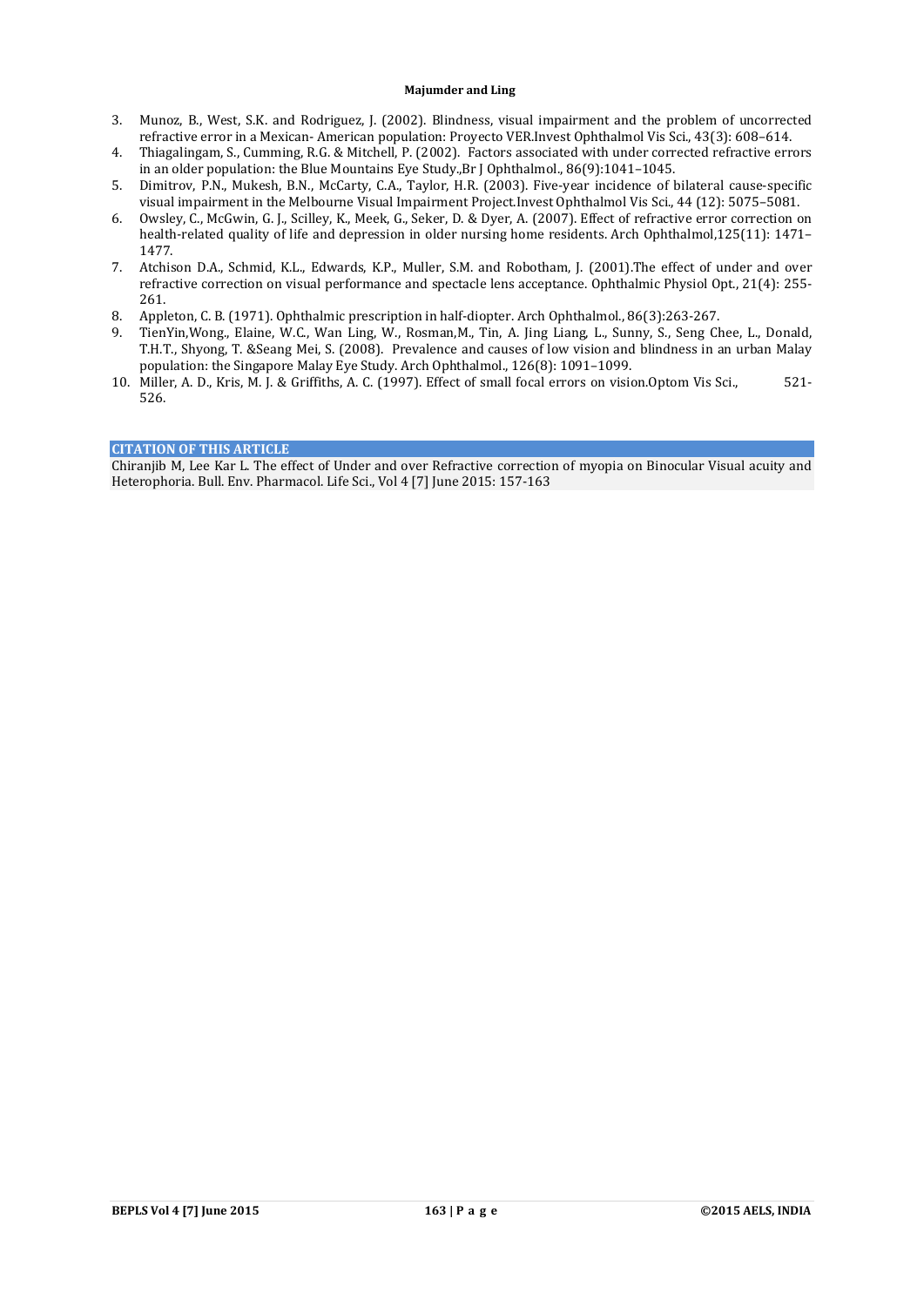3. Munoz, B., West, S.K. and Rodriguez, J. (2002). Blindness, visual impairment and the problem of uncorrected refractive error in a Mexican- American population: Proyecto VER.Invest Ophthalmol Vis Sci., 43(3): 608–614.
4. Thiagalingam, S., Cumming, R.G. & Mitchell, P. (2002). Factors associated with under corrected refractive errors in an older population: the Blue Mountains Eye Study.,Br J Ophthalmol., 86(9):1041–1045.
5. Dimitrov, P.N., Mukesh, B.N., McCarty, C.A., Taylor, H.R. (2003). Five-year incidence of bilateral cause-specific visual impairment in the Melbourne Visual Impairment Project.Invest Ophthalmol Vis Sci., 44 (12): 5075–5081.
6. Owsley, C., McGwin, G. J., Scilley, K., Meek, G., Seker, D. & Dyer, A. (2007). Effect of refractive error correction on health-related quality of life and depression in older nursing home residents. Arch Ophthalmol,125(11): 1471–1477.
7. Atchison D.A., Schmid, K.L., Edwards, K.P., Muller, S.M. and Robotham, J. (2001).The effect of under and over refractive correction on visual performance and spectacle lens acceptance. Ophthalmic Physiol Opt., 21(4): 255-261.
8. Appleton, C. B. (1971). Ophthalmic prescription in half-diopter. Arch Ophthalmol., 86(3):263-267.
9. TienYin,Wong., Elaine, W.C., Wan Ling, W., Rosman,M., Tin, A. Jing Liang, L., Sunny, S., Seng Chee, L., Donald, T.H.T., Shyong, T. &Seang Mei, S. (2008). Prevalence and causes of low vision and blindness in an urban Malay population: the Singapore Malay Eye Study. Arch Ophthalmol., 126(8): 1091–1099.
10. Miller, A. D., Kris, M. J. & Griffiths, A. C. (1997). Effect of small focal errors on vision.Optom Vis Sci., 521-526.

## CITATION OF THIS ARTICLE

Chiranjib M, Lee Kar L. The effect of Under and over Refractive correction of myopia on Binocular Visual acuity and Heterophoria. Bull. Env. Pharmacol. Life Sci., Vol 4 [7] June 2015: 157-163